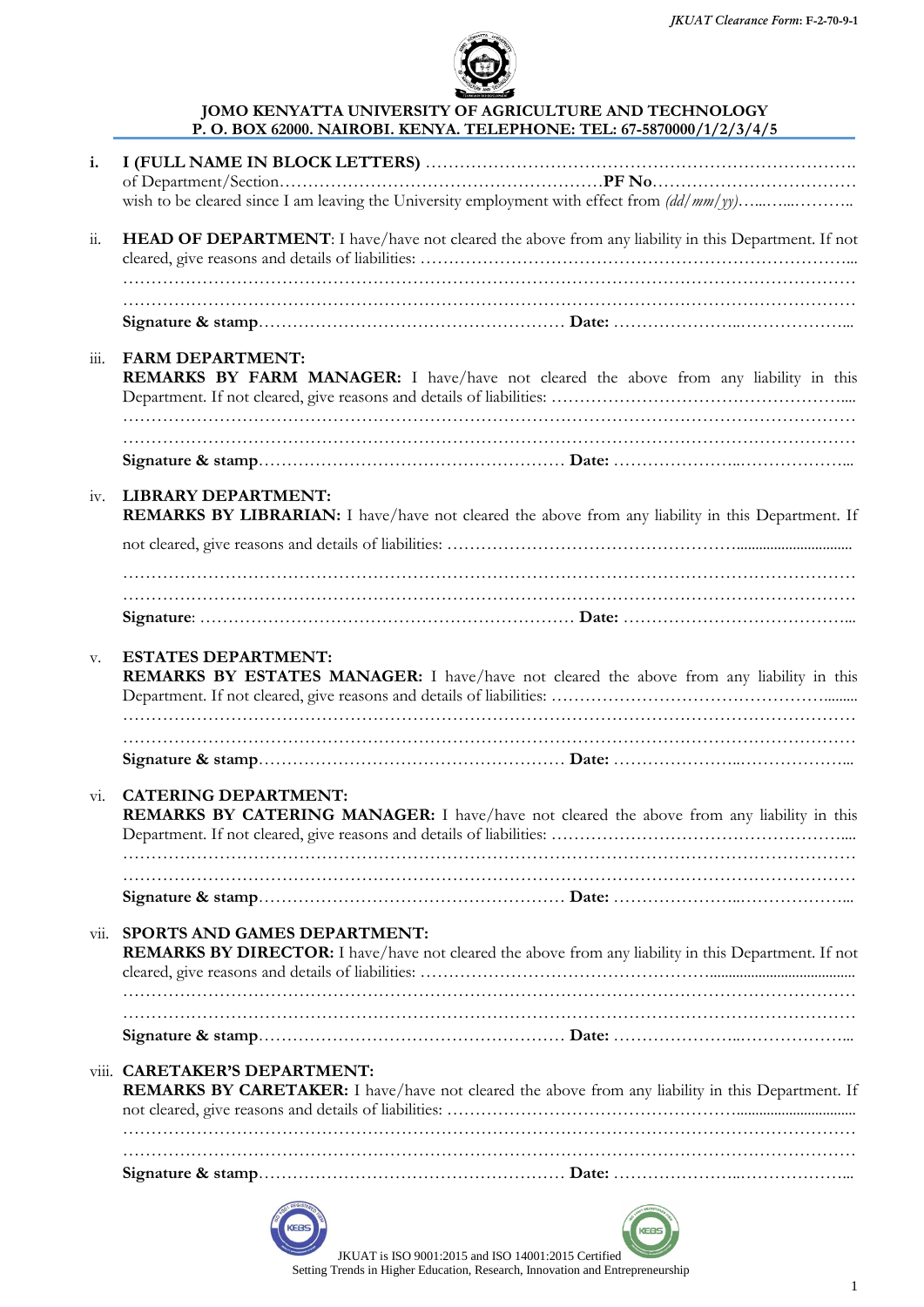# JOMO KENYATTA UNIVERSITY OF AGRICULTURE AND TECHNOLOGY

**P. O. BOX 62000. NAIROBI. KENYA. TELEPHONE: TEL: 67-5870000/1/2/3/4/5**

i. **I (FULL NAME IN BLOCK LETTERS)** ……………………………………………………………………. of Department/Section…………………………………………………**PF No**……………………………… wish to be cleared since I am leaving the University employment with effect from *(dd/mm/yy)*…..…...………..

ii. **HEAD OF DEPARTMENT**: I have/have not cleared the above from any liability in this Department. If not cleared, give reasons and details of liabilities: ………………………………………………………………...
…………………………………………………………………………………………………………………
…………………………………………………………………………………………………………………
**Signature & stamp**……………………………………………… **Date:** …………………..………………...

iii. **FARM DEPARTMENT:**
**REMARKS BY FARM MANAGER:** I have/have not cleared the above from any liability in this Department. If not cleared, give reasons and details of liabilities: …………………………………………….....
…………………………………………………………………………………………………………………
…………………………………………………………………………………………………………………
**Signature & stamp**……………………………………………… **Date:** …………………..………………...

iv. **LIBRARY DEPARTMENT:**
**REMARKS BY LIBRARIAN:** I have/have not cleared the above from any liability in this Department. If not cleared, give reasons and details of liabilities: …………………………………………...............................
…………………………………………………………………………………………………………………
…………………………………………………………………………………………………………………
**Signature**: ………………………………………………………… **Date:** …………………………………...

v. **ESTATES DEPARTMENT:**
**REMARKS BY ESTATES MANAGER:** I have/have not cleared the above from any liability in this Department. If not cleared, give reasons and details of liabilities: …………………………………………........
…………………………………………………………………………………………………………………
…………………………………………………………………………………………………………………
**Signature & stamp**……………………………………………… **Date:** …………………..………………...

vi. **CATERING DEPARTMENT:**
**REMARKS BY CATERING MANAGER:** I have/have not cleared the above from any liability in this Department. If not cleared, give reasons and details of liabilities: …………………………………………….....
…………………………………………………………………………………………………………………
…………………………………………………………………………………………………………………
**Signature & stamp**……………………………………………… **Date:** …………………..………………...

vii. **SPORTS AND GAMES DEPARTMENT:**
**REMARKS BY DIRECTOR:** I have/have not cleared the above from any liability in this Department. If not cleared, give reasons and details of liabilities: …………………………………………......................................
…………………………………………………………………………………………………………………
…………………………………………………………………………………………………………………
**Signature & stamp**……………………………………………… **Date:** …………………..………………...

viii. **CARETAKER'S DEPARTMENT:**
**REMARKS BY CARETAKER:** I have/have not cleared the above from any liability in this Department. If not cleared, give reasons and details of liabilities: …………………………………………...............................
…………………………………………………………………………………………………………………
…………………………………………………………………………………………………………………
**Signature & stamp**……………………………………………… **Date:** …………………..………………...

JKUAT is ISO 9001:2015 and ISO 14001:2015 Certified
Setting Trends in Higher Education, Research, Innovation and Entrepreneurship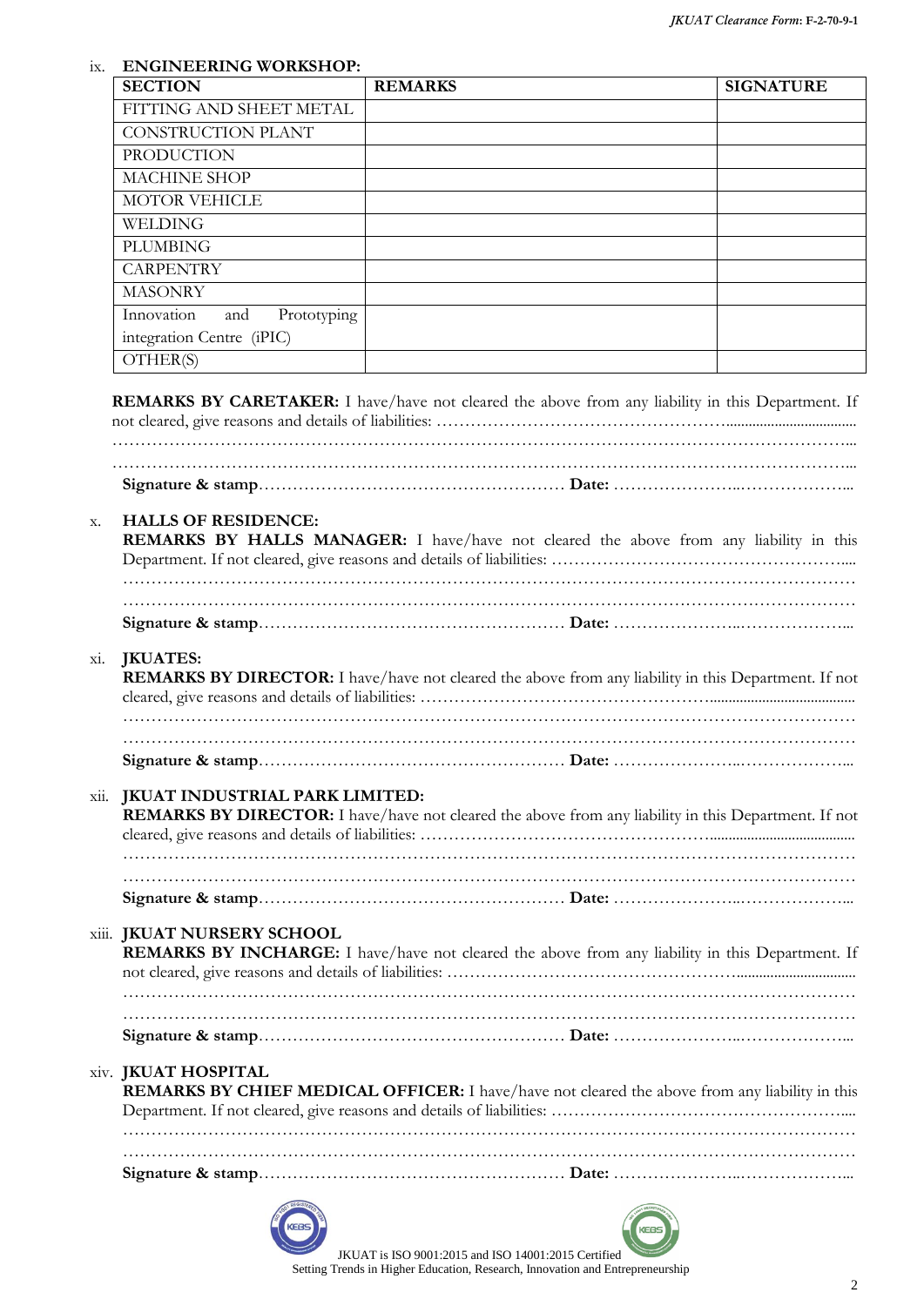ix. **ENGINEERING WORKSHOP:**

| SECTION | REMARKS | SIGNATURE |
|---|---|---|
| FITTING AND SHEET METAL | | |
| CONSTRUCTION PLANT | | |
| PRODUCTION | | |
| MACHINE SHOP | | |
| MOTOR VEHICLE | | |
| WELDING | | |
| PLUMBING | | |
| CARPENTRY | | |
| MASONRY | | |
| Innovation and Prototyping integration Centre (iPIC) | | |
| OTHER(S) | | |

**REMARKS BY CARETAKER:** I have/have not cleared the above from any liability in this Department. If not cleared, give reasons and details of liabilities: ……………………………………………………………………
…………………………………………………………………………………………………………………………
…………………………………………………………………………………………………………………………
**Signature & stamp**…………………………………………… **Date:** ………………………………………

x. **HALLS OF RESIDENCE:**
**REMARKS BY HALLS MANAGER:** I have/have not cleared the above from any liability in this Department. If not cleared, give reasons and details of liabilities: ……………………………………………
…………………………………………………………………………………………………………………………
…………………………………………………………………………………………………………………………
**Signature & stamp**…………………………………………… **Date:** ………………………………………

xi. **JKUATES:**
**REMARKS BY DIRECTOR:** I have/have not cleared the above from any liability in this Department. If not cleared, give reasons and details of liabilities: ……………………………………………………………………
…………………………………………………………………………………………………………………………
…………………………………………………………………………………………………………………………
**Signature & stamp**…………………………………………… **Date:** ………………………………………

xii. **JKUAT INDUSTRIAL PARK LIMITED:**
**REMARKS BY DIRECTOR:** I have/have not cleared the above from any liability in this Department. If not cleared, give reasons and details of liabilities: ……………………………………………………………………
…………………………………………………………………………………………………………………………
…………………………………………………………………………………………………………………………
**Signature & stamp**…………………………………………… **Date:** ………………………………………

xiii. **JKUAT NURSERY SCHOOL**
**REMARKS BY INCHARGE:** I have/have not cleared the above from any liability in this Department. If not cleared, give reasons and details of liabilities: ……………………………………………………………………
…………………………………………………………………………………………………………………………
…………………………………………………………………………………………………………………………
**Signature & stamp**…………………………………………… **Date:** ………………………………………

xiv. **JKUAT HOSPITAL**
**REMARKS BY CHIEF MEDICAL OFFICER:** I have/have not cleared the above from any liability in this Department. If not cleared, give reasons and details of liabilities: ……………………………………………
…………………………………………………………………………………………………………………………
…………………………………………………………………………………………………………………………
**Signature & stamp**…………………………………………… **Date:** ………………………………………

JKUAT is ISO 9001:2015 and ISO 14001:2015 Certified
Setting Trends in Higher Education, Research, Innovation and Entrepreneurship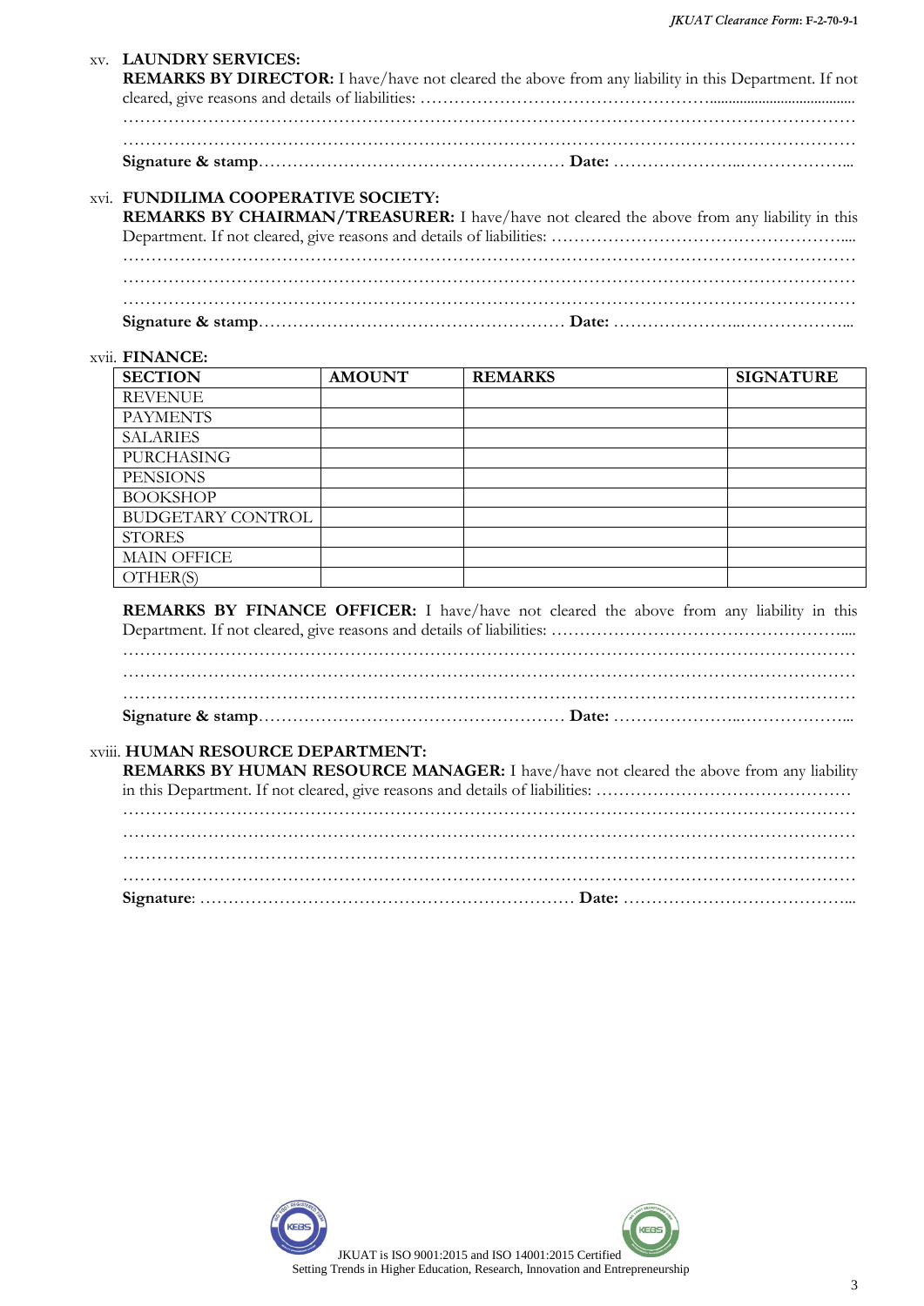xv. **LAUNDRY SERVICES:**

**REMARKS BY DIRECTOR:** I have/have not cleared the above from any liability in this Department. If not cleared, give reasons and details of liabilities: ……………………………………………………......................................

………………………………………………………………………………………………………………

………………………………………………………………………………………………………………

**Signature & stamp**……………………………………………… **Date:** …………………...………………...

xvi. **FUNDILIMA COOPERATIVE SOCIETY:**

**REMARKS BY CHAIRMAN/TREASURER:** I have/have not cleared the above from any liability in this Department. If not cleared, give reasons and details of liabilities: ……………………………………………....

………………………………………………………………………………………………………………

………………………………………………………………………………………………………………

………………………………………………………………………………………………………………

**Signature & stamp**……………………………………………… **Date:** …………………...………………...

xvii. **FINANCE:**

| SECTION | AMOUNT | REMARKS | SIGNATURE |
|---|---|---|---|
| REVENUE | | | |
| PAYMENTS | | | |
| SALARIES | | | |
| PURCHASING | | | |
| PENSIONS | | | |
| BOOKSHOP | | | |
| BUDGETARY CONTROL | | | |
| STORES | | | |
| MAIN OFFICE | | | |
| OTHER(S) | | | |

**REMARKS BY FINANCE OFFICER:** I have/have not cleared the above from any liability in this Department. If not cleared, give reasons and details of liabilities: ……………………………………………....

………………………………………………………………………………………………………………

………………………………………………………………………………………………………………

………………………………………………………………………………………………………………

**Signature & stamp**……………………………………………… **Date:** …………………...………………...

xviii. **HUMAN RESOURCE DEPARTMENT:**

**REMARKS BY HUMAN RESOURCE MANAGER:** I have/have not cleared the above from any liability in this Department. If not cleared, give reasons and details of liabilities: ………………………………………

………………………………………………………………………………………………………………

………………………………………………………………………………………………………………

………………………………………………………………………………………………………………

………………………………………………………………………………………………………………

**Signature**: ………………………………………………………… **Date:** …………………………………...